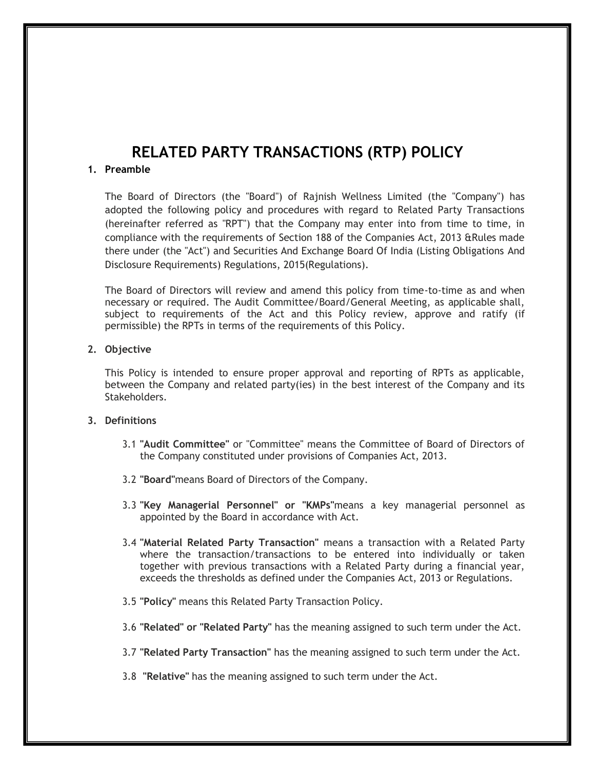# RELATED PARTY TRANSACTIONS (RTP) POLICY

## 1. Preamble

The Board of Directors (the "Board") of Rajnish Wellness Limited (the "Company") has adopted the following policy and procedures with regard to Related Party Transactions (hereinafter referred as "RPT") that the Company may enter into from time to time, in compliance with the requirements of Section 188 of the Companies Act, 2013 &Rules made there under (the "Act") and Securities And Exchange Board Of India (Listing Obligations And Disclosure Requirements) Regulations, 2015(Regulations).

The Board of Directors will review and amend this policy from time-to-time as and when necessary or required. The Audit Committee/Board/General Meeting, as applicable shall, subject to requirements of the Act and this Policy review, approve and ratify (if permissible) the RPTs in terms of the requirements of this Policy.

## 2. Objective

This Policy is intended to ensure proper approval and reporting of RPTs as applicable, between the Company and related party(ies) in the best interest of the Company and its Stakeholders.

## 3. Definitions

3.1 **"Audit Committee"** or "Committee" means the Committee of Board of Directors of the Company constituted under provisions of Companies Act, 2013.

3.2 **"Board"**means Board of Directors of the Company.

3.3 **"Key Managerial Personnel" or "KMPs"**means a key managerial personnel as appointed by the Board in accordance with Act.

3.4 **"Material Related Party Transaction"** means a transaction with a Related Party where the transaction/transactions to be entered into individually or taken together with previous transactions with a Related Party during a financial year, exceeds the thresholds as defined under the Companies Act, 2013 or Regulations.

3.5 **"Policy"** means this Related Party Transaction Policy.

3.6 **"Related" or "Related Party"** has the meaning assigned to such term under the Act.

3.7 **"Related Party Transaction"** has the meaning assigned to such term under the Act.

3.8 **"Relative"** has the meaning assigned to such term under the Act.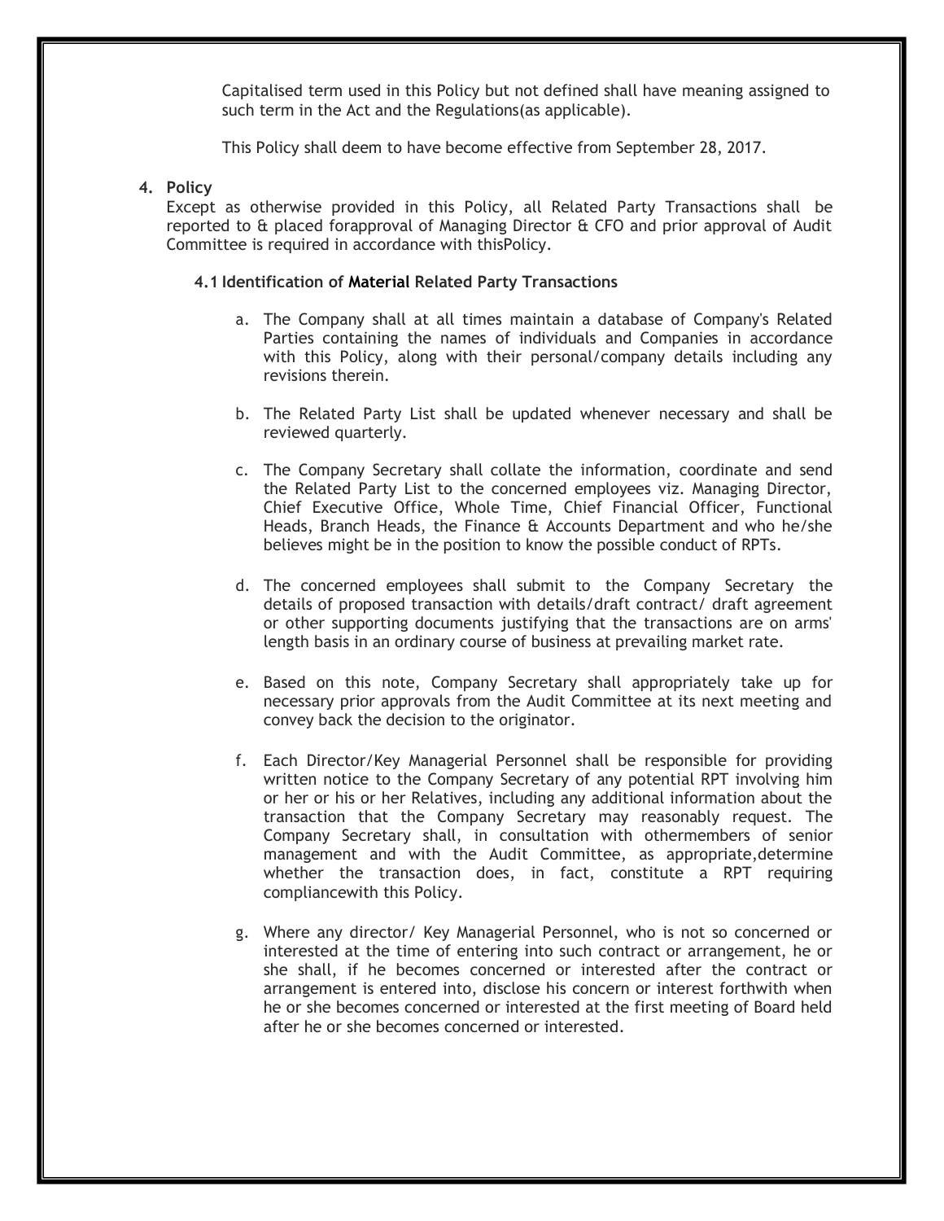Capitalised term used in this Policy but not defined shall have meaning assigned to such term in the Act and the Regulations(as applicable).

This Policy shall deem to have become effective from September 28, 2017.

## 4. Policy

Except as otherwise provided in this Policy, all Related Party Transactions shall be reported to & placed forapproval of Managing Director & CFO and prior approval of Audit Committee is required in accordance with thisPolicy.

### 4.1 Identification of Material Related Party Transactions

a. The Company shall at all times maintain a database of Company's Related Parties containing the names of individuals and Companies in accordance with this Policy, along with their personal/company details including any revisions therein.

b. The Related Party List shall be updated whenever necessary and shall be reviewed quarterly.

c. The Company Secretary shall collate the information, coordinate and send the Related Party List to the concerned employees viz. Managing Director, Chief Executive Office, Whole Time, Chief Financial Officer, Functional Heads, Branch Heads, the Finance & Accounts Department and who he/she believes might be in the position to know the possible conduct of RPTs.

d. The concerned employees shall submit to the Company Secretary the details of proposed transaction with details/draft contract/ draft agreement or other supporting documents justifying that the transactions are on arms' length basis in an ordinary course of business at prevailing market rate.

e. Based on this note, Company Secretary shall appropriately take up for necessary prior approvals from the Audit Committee at its next meeting and convey back the decision to the originator.

f. Each Director/Key Managerial Personnel shall be responsible for providing written notice to the Company Secretary of any potential RPT involving him or her or his or her Relatives, including any additional information about the transaction that the Company Secretary may reasonably request. The Company Secretary shall, in consultation with othermembers of senior management and with the Audit Committee, as appropriate,determine whether the transaction does, in fact, constitute a RPT requiring compliancewith this Policy.

g. Where any director/ Key Managerial Personnel, who is not so concerned or interested at the time of entering into such contract or arrangement, he or she shall, if he becomes concerned or interested after the contract or arrangement is entered into, disclose his concern or interest forthwith when he or she becomes concerned or interested at the first meeting of Board held after he or she becomes concerned or interested.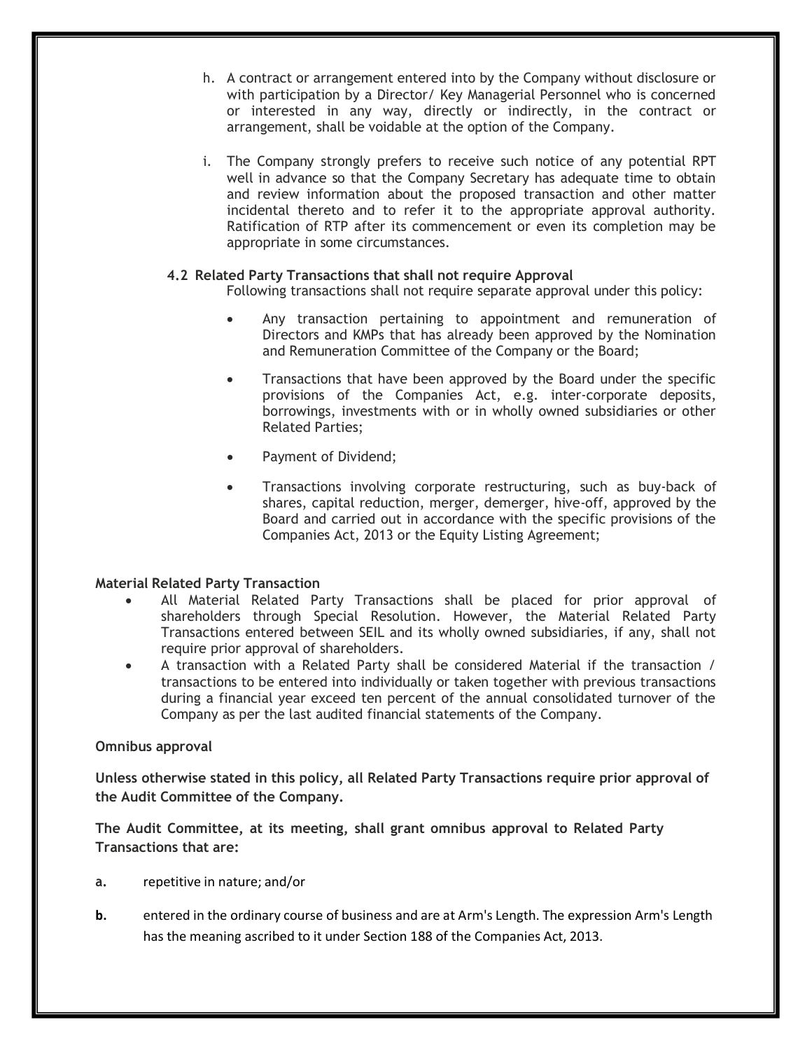h. A contract or arrangement entered into by the Company without disclosure or with participation by a Director/ Key Managerial Personnel who is concerned or interested in any way, directly or indirectly, in the contract or arrangement, shall be voidable at the option of the Company.

i. The Company strongly prefers to receive such notice of any potential RPT well in advance so that the Company Secretary has adequate time to obtain and review information about the proposed transaction and other matter incidental thereto and to refer it to the appropriate approval authority. Ratification of RTP after its commencement or even its completion may be appropriate in some circumstances.

### 4.2 Related Party Transactions that shall not require Approval

Following transactions shall not require separate approval under this policy:

- Any transaction pertaining to appointment and remuneration of Directors and KMPs that has already been approved by the Nomination and Remuneration Committee of the Company or the Board;
- Transactions that have been approved by the Board under the specific provisions of the Companies Act, e.g. inter-corporate deposits, borrowings, investments with or in wholly owned subsidiaries or other Related Parties;
- Payment of Dividend;
- Transactions involving corporate restructuring, such as buy-back of shares, capital reduction, merger, demerger, hive-off, approved by the Board and carried out in accordance with the specific provisions of the Companies Act, 2013 or the Equity Listing Agreement;

**Material Related Party Transaction**

- All Material Related Party Transactions shall be placed for prior approval of shareholders through Special Resolution. However, the Material Related Party Transactions entered between SEIL and its wholly owned subsidiaries, if any, shall not require prior approval of shareholders.
- A transaction with a Related Party shall be considered Material if the transaction / transactions to be entered into individually or taken together with previous transactions during a financial year exceed ten percent of the annual consolidated turnover of the Company as per the last audited financial statements of the Company.

**Omnibus approval**

**Unless otherwise stated in this policy, all Related Party Transactions require prior approval of the Audit Committee of the Company.**

**The Audit Committee, at its meeting, shall grant omnibus approval to Related Party Transactions that are:**

**a.** repetitive in nature; and/or

**b.** entered in the ordinary course of business and are at Arm's Length. The expression Arm's Length has the meaning ascribed to it under Section 188 of the Companies Act, 2013.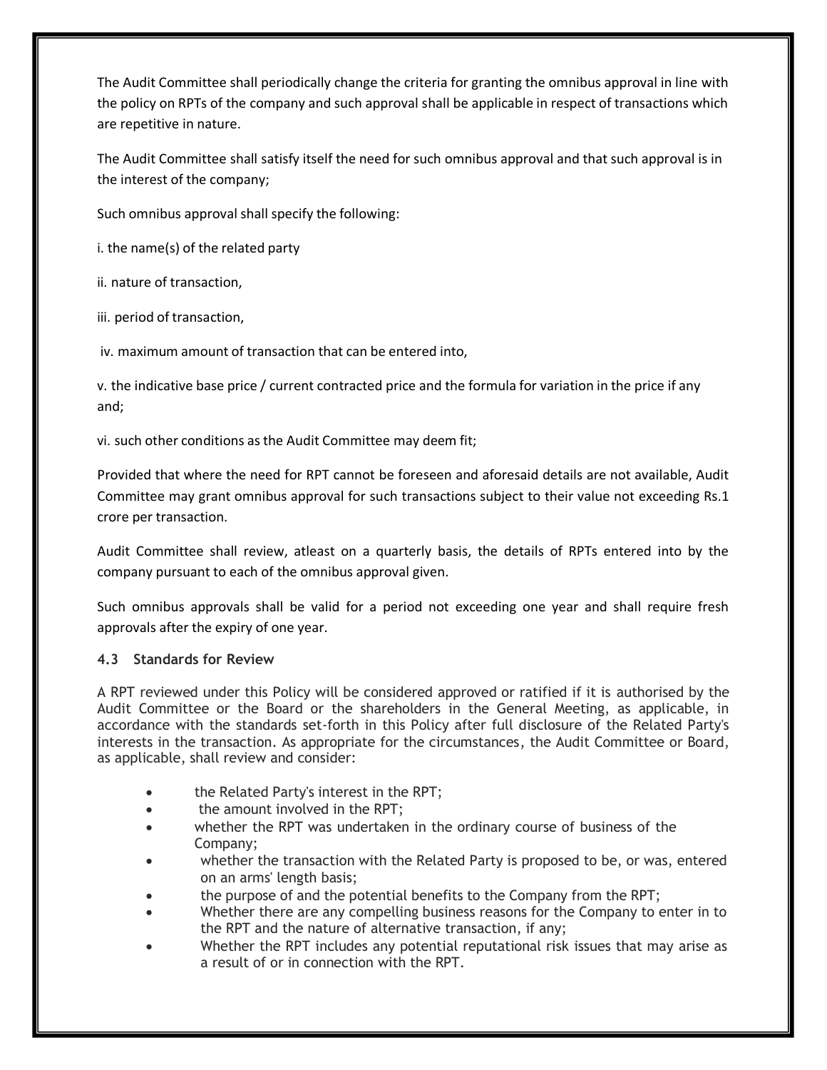The Audit Committee shall periodically change the criteria for granting the omnibus approval in line with the policy on RPTs of the company and such approval shall be applicable in respect of transactions which are repetitive in nature.

The Audit Committee shall satisfy itself the need for such omnibus approval and that such approval is in the interest of the company;

Such omnibus approval shall specify the following:

i. the name(s) of the related party

ii. nature of transaction,

iii. period of transaction,

iv. maximum amount of transaction that can be entered into,

v. the indicative base price / current contracted price and the formula for variation in the price if any and;

vi. such other conditions as the Audit Committee may deem fit;

Provided that where the need for RPT cannot be foreseen and aforesaid details are not available, Audit Committee may grant omnibus approval for such transactions subject to their value not exceeding Rs.1 crore per transaction.

Audit Committee shall review, atleast on a quarterly basis, the details of RPTs entered into by the company pursuant to each of the omnibus approval given.

Such omnibus approvals shall be valid for a period not exceeding one year and shall require fresh approvals after the expiry of one year.

### 4.3 Standards for Review

A RPT reviewed under this Policy will be considered approved or ratified if it is authorised by the Audit Committee or the Board or the shareholders in the General Meeting, as applicable, in accordance with the standards set-forth in this Policy after full disclosure of the Related Party's interests in the transaction. As appropriate for the circumstances, the Audit Committee or Board, as applicable, shall review and consider:

- the Related Party's interest in the RPT;
- the amount involved in the RPT;
- whether the RPT was undertaken in the ordinary course of business of the Company;
- whether the transaction with the Related Party is proposed to be, or was, entered on an arms' length basis;
- the purpose of and the potential benefits to the Company from the RPT;
- Whether there are any compelling business reasons for the Company to enter in to the RPT and the nature of alternative transaction, if any;
- Whether the RPT includes any potential reputational risk issues that may arise as a result of or in connection with the RPT.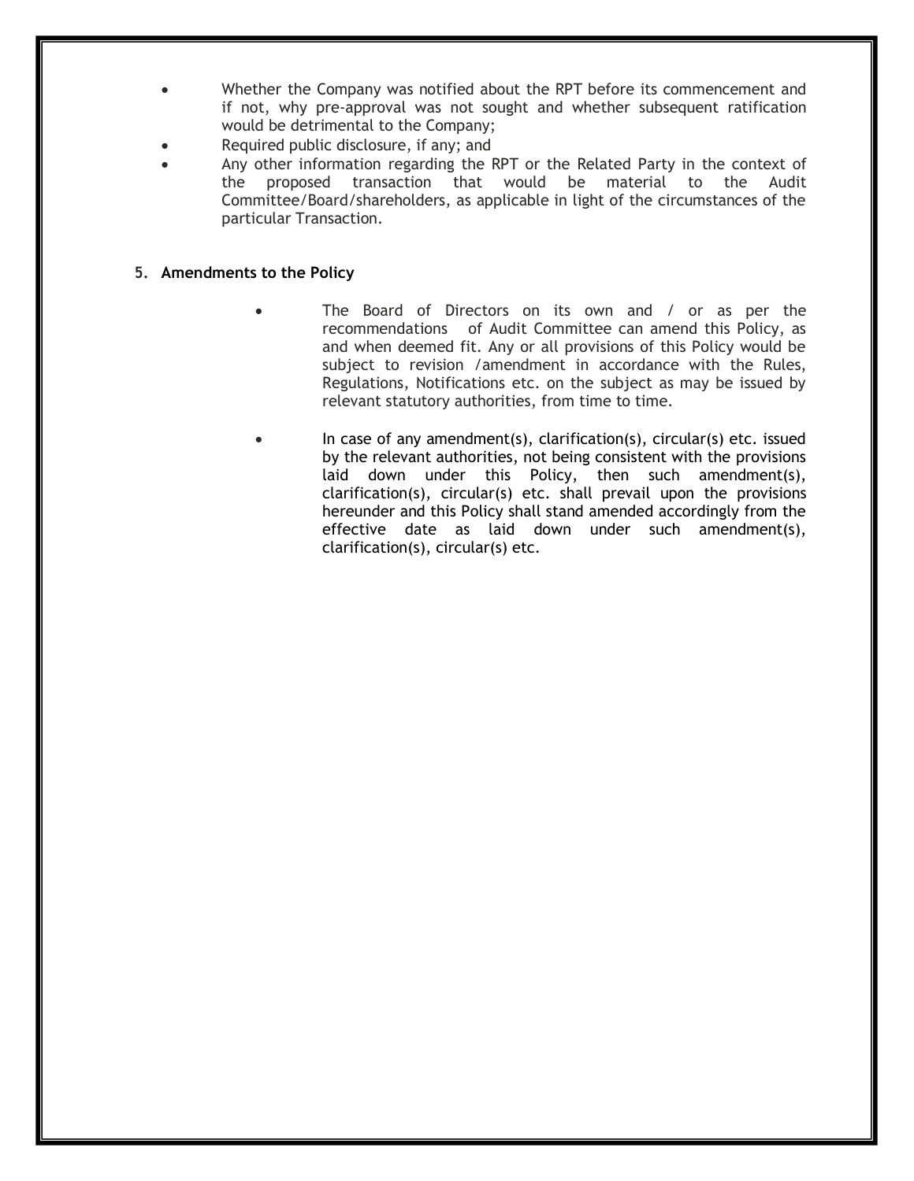- Whether the Company was notified about the RPT before its commencement and if not, why pre-approval was not sought and whether subsequent ratification would be detrimental to the Company;
- Required public disclosure, if any; and
- Any other information regarding the RPT or the Related Party in the context of the proposed transaction that would be material to the Audit Committee/Board/shareholders, as applicable in light of the circumstances of the particular Transaction.

**5. Amendments to the Policy**

- The Board of Directors on its own and / or as per the recommendations of Audit Committee can amend this Policy, as and when deemed fit. Any or all provisions of this Policy would be subject to revision /amendment in accordance with the Rules, Regulations, Notifications etc. on the subject as may be issued by relevant statutory authorities, from time to time.

- In case of any amendment(s), clarification(s), circular(s) etc. issued by the relevant authorities, not being consistent with the provisions laid down under this Policy, then such amendment(s), clarification(s), circular(s) etc. shall prevail upon the provisions hereunder and this Policy shall stand amended accordingly from the effective date as laid down under such amendment(s), clarification(s), circular(s) etc.